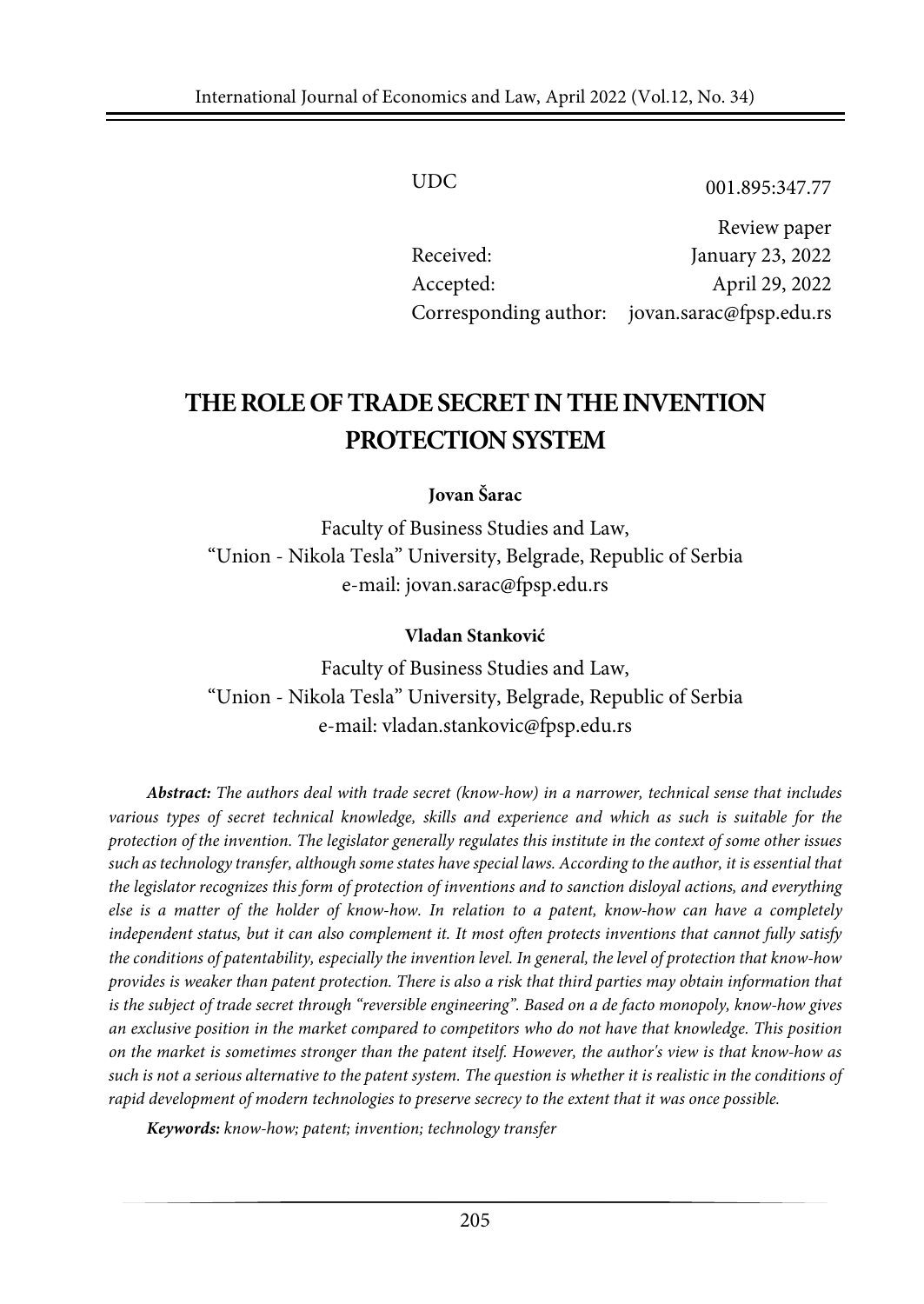UDC 001.895:347.77

Review paper

Received: January 23, 2022

Accepted: April 29, 2022

Corresponding author: jovan.sarac@fpsp.edu.rs

# THE ROLE OF TRADE SECRET IN THE INVENTION PROTECTION SYSTEM

**Jovan Šarac**

Faculty of Business Studies and Law,
"Union - Nikola Tesla" University, Belgrade, Republic of Serbia
e-mail: jovan.sarac@fpsp.edu.rs

**Vladan Stanković**

Faculty of Business Studies and Law,
"Union - Nikola Tesla" University, Belgrade, Republic of Serbia
e-mail: vladan.stankovic@fpsp.edu.rs

***Abstract:*** *The authors deal with trade secret (know-how) in a narrower, technical sense that includes various types of secret technical knowledge, skills and experience and which as such is suitable for the protection of the invention. The legislator generally regulates this institute in the context of some other issues such as technology transfer, although some states have special laws. According to the author, it is essential that the legislator recognizes this form of protection of inventions and to sanction disloyal actions, and everything else is a matter of the holder of know-how. In relation to a patent, know-how can have a completely independent status, but it can also complement it. It most often protects inventions that cannot fully satisfy the conditions of patentability, especially the invention level. In general, the level of protection that know-how provides is weaker than patent protection. There is also a risk that third parties may obtain information that is the subject of trade secret through "reversible engineering". Based on a de facto monopoly, know-how gives an exclusive position in the market compared to competitors who do not have that knowledge. This position on the market is sometimes stronger than the patent itself. However, the author's view is that know-how as such is not a serious alternative to the patent system. The question is whether it is realistic in the conditions of rapid development of modern technologies to preserve secrecy to the extent that it was once possible.*

***Keywords:*** *know-how; patent; invention; technology transfer*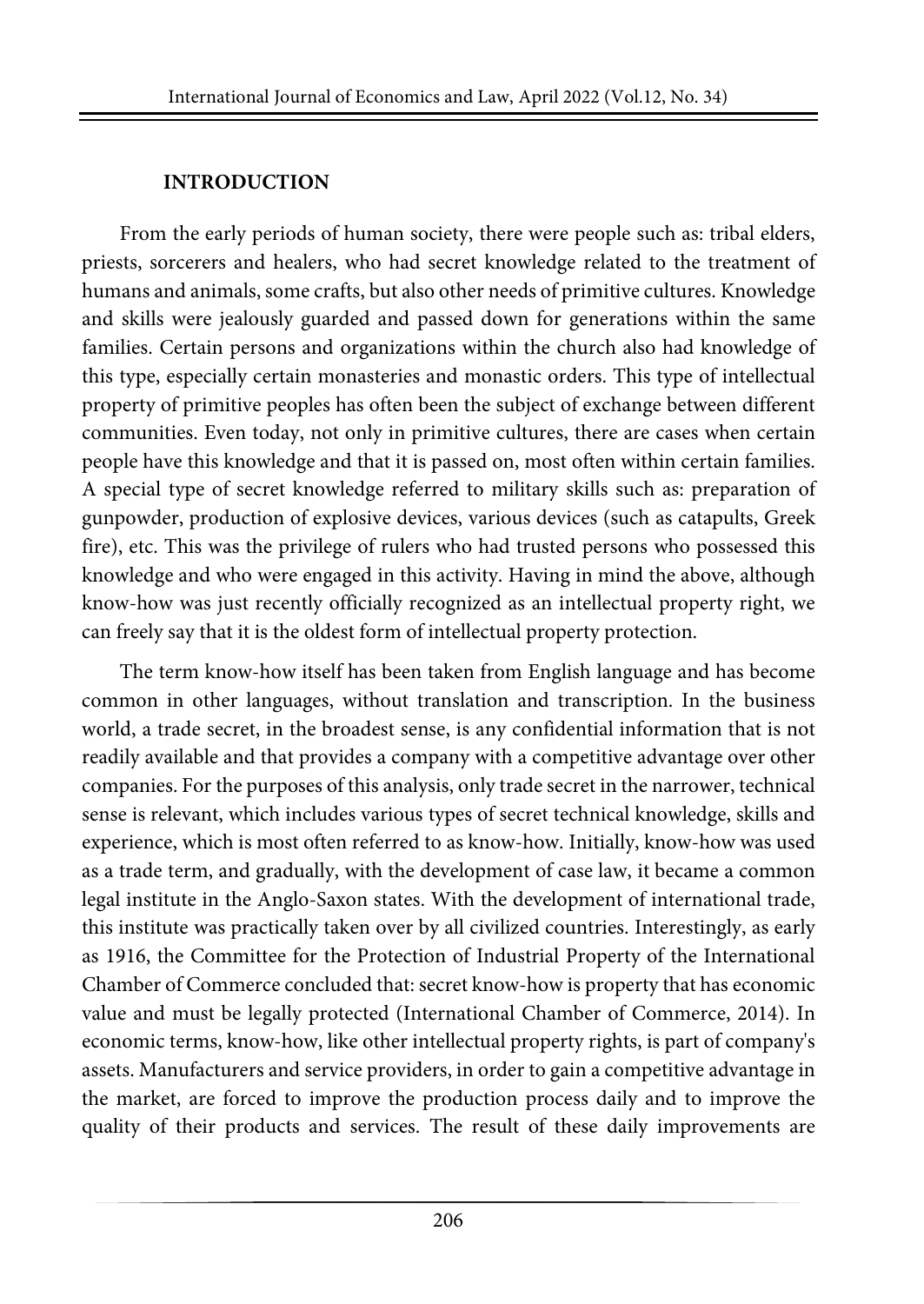## INTRODUCTION

From the early periods of human society, there were people such as: tribal elders, priests, sorcerers and healers, who had secret knowledge related to the treatment of humans and animals, some crafts, but also other needs of primitive cultures. Knowledge and skills were jealously guarded and passed down for generations within the same families. Certain persons and organizations within the church also had knowledge of this type, especially certain monasteries and monastic orders. This type of intellectual property of primitive peoples has often been the subject of exchange between different communities. Even today, not only in primitive cultures, there are cases when certain people have this knowledge and that it is passed on, most often within certain families. A special type of secret knowledge referred to military skills such as: preparation of gunpowder, production of explosive devices, various devices (such as catapults, Greek fire), etc. This was the privilege of rulers who had trusted persons who possessed this knowledge and who were engaged in this activity. Having in mind the above, although know-how was just recently officially recognized as an intellectual property right, we can freely say that it is the oldest form of intellectual property protection.

The term know-how itself has been taken from English language and has become common in other languages, without translation and transcription. In the business world, a trade secret, in the broadest sense, is any confidential information that is not readily available and that provides a company with a competitive advantage over other companies. For the purposes of this analysis, only trade secret in the narrower, technical sense is relevant, which includes various types of secret technical knowledge, skills and experience, which is most often referred to as know-how. Initially, know-how was used as a trade term, and gradually, with the development of case law, it became a common legal institute in the Anglo-Saxon states. With the development of international trade, this institute was practically taken over by all civilized countries. Interestingly, as early as 1916, the Committee for the Protection of Industrial Property of the International Chamber of Commerce concluded that: secret know-how is property that has economic value and must be legally protected (International Chamber of Commerce, 2014). In economic terms, know-how, like other intellectual property rights, is part of company's assets. Manufacturers and service providers, in order to gain a competitive advantage in the market, are forced to improve the production process daily and to improve the quality of their products and services. The result of these daily improvements are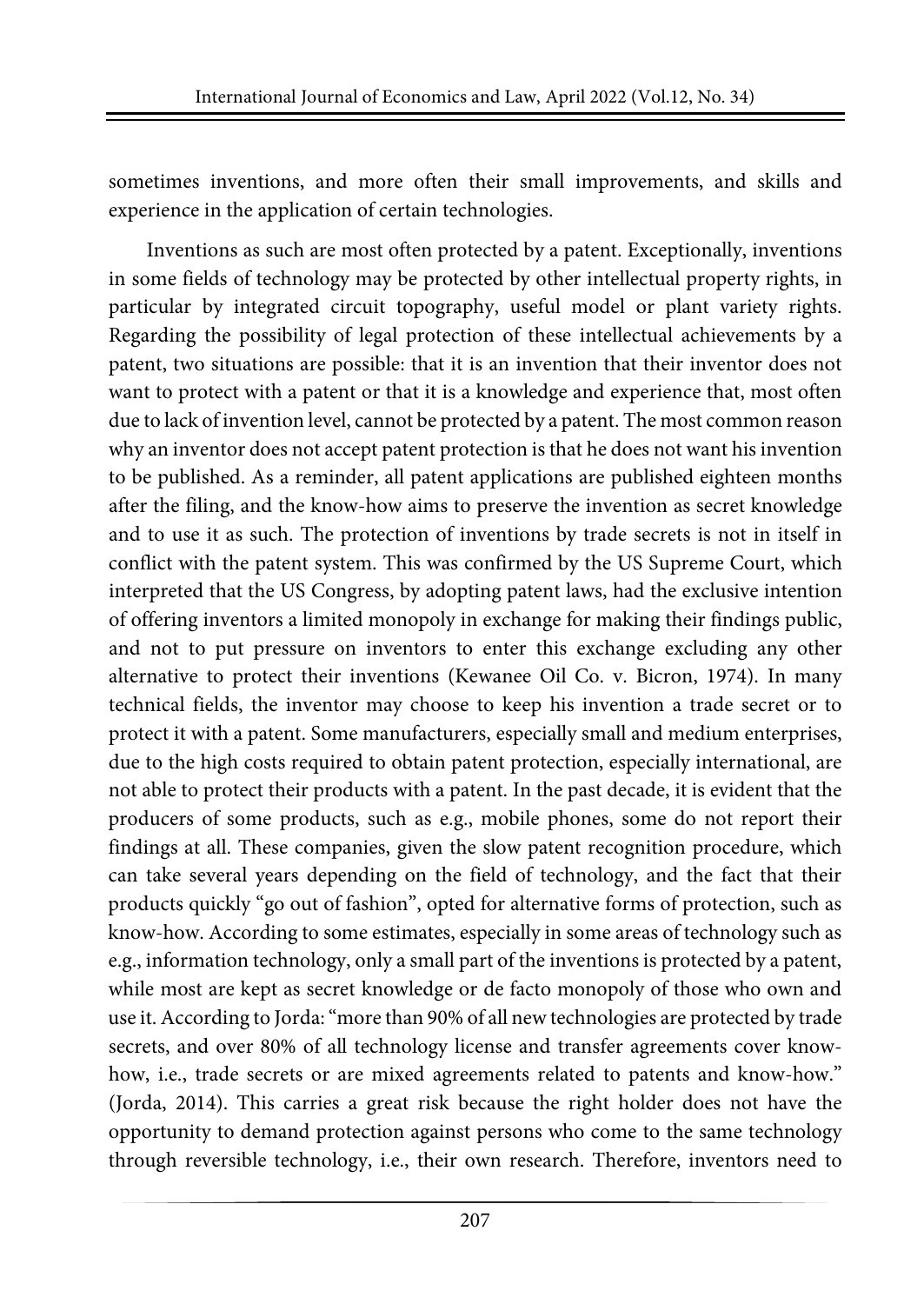sometimes inventions, and more often their small improvements, and skills and experience in the application of certain technologies.

Inventions as such are most often protected by a patent. Exceptionally, inventions in some fields of technology may be protected by other intellectual property rights, in particular by integrated circuit topography, useful model or plant variety rights. Regarding the possibility of legal protection of these intellectual achievements by a patent, two situations are possible: that it is an invention that their inventor does not want to protect with a patent or that it is a knowledge and experience that, most often due to lack of invention level, cannot be protected by a patent. The most common reason why an inventor does not accept patent protection is that he does not want his invention to be published. As a reminder, all patent applications are published eighteen months after the filing, and the know-how aims to preserve the invention as secret knowledge and to use it as such. The protection of inventions by trade secrets is not in itself in conflict with the patent system. This was confirmed by the US Supreme Court, which interpreted that the US Congress, by adopting patent laws, had the exclusive intention of offering inventors a limited monopoly in exchange for making their findings public, and not to put pressure on inventors to enter this exchange excluding any other alternative to protect their inventions (Kewanee Oil Co. v. Bicron, 1974). In many technical fields, the inventor may choose to keep his invention a trade secret or to protect it with a patent. Some manufacturers, especially small and medium enterprises, due to the high costs required to obtain patent protection, especially international, are not able to protect their products with a patent. In the past decade, it is evident that the producers of some products, such as e.g., mobile phones, some do not report their findings at all. These companies, given the slow patent recognition procedure, which can take several years depending on the field of technology, and the fact that their products quickly "go out of fashion", opted for alternative forms of protection, such as know-how. According to some estimates, especially in some areas of technology such as e.g., information technology, only a small part of the inventions is protected by a patent, while most are kept as secret knowledge or de facto monopoly of those who own and use it. According to Jorda: "more than 90% of all new technologies are protected by trade secrets, and over 80% of all technology license and transfer agreements cover know-how, i.e., trade secrets or are mixed agreements related to patents and know-how." (Jorda, 2014). This carries a great risk because the right holder does not have the opportunity to demand protection against persons who come to the same technology through reversible technology, i.e., their own research. Therefore, inventors need to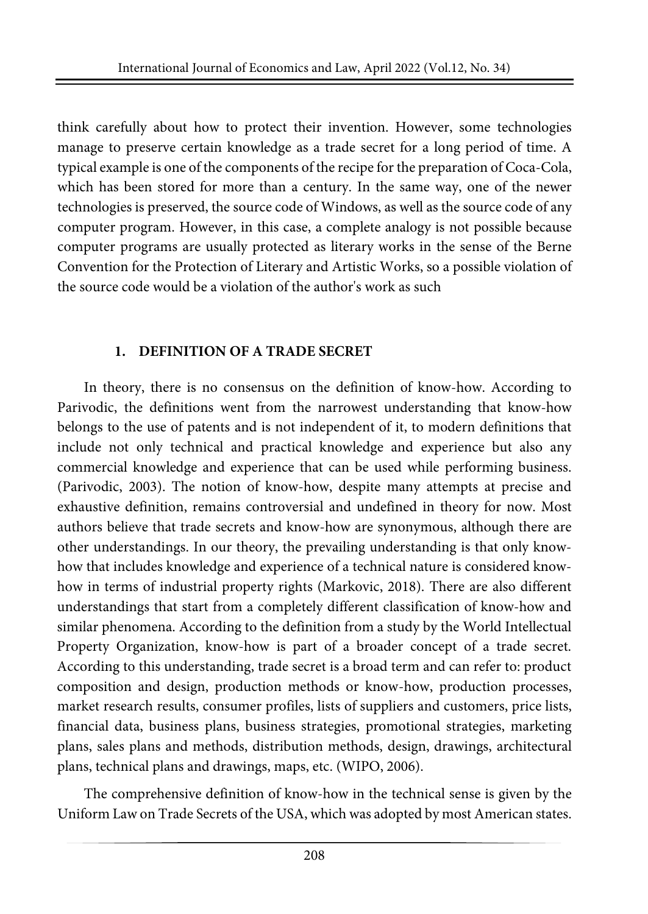think carefully about how to protect their invention. However, some technologies manage to preserve certain knowledge as a trade secret for a long period of time. A typical example is one of the components of the recipe for the preparation of Coca-Cola, which has been stored for more than a century. In the same way, one of the newer technologies is preserved, the source code of Windows, as well as the source code of any computer program. However, in this case, a complete analogy is not possible because computer programs are usually protected as literary works in the sense of the Berne Convention for the Protection of Literary and Artistic Works, so a possible violation of the source code would be a violation of the author's work as such

## 1. DEFINITION OF A TRADE SECRET

In theory, there is no consensus on the definition of know-how. According to Parivodic, the definitions went from the narrowest understanding that know-how belongs to the use of patents and is not independent of it, to modern definitions that include not only technical and practical knowledge and experience but also any commercial knowledge and experience that can be used while performing business. (Parivodic, 2003). The notion of know-how, despite many attempts at precise and exhaustive definition, remains controversial and undefined in theory for now. Most authors believe that trade secrets and know-how are synonymous, although there are other understandings. In our theory, the prevailing understanding is that only know-how that includes knowledge and experience of a technical nature is considered know-how in terms of industrial property rights (Markovic, 2018). There are also different understandings that start from a completely different classification of know-how and similar phenomena. According to the definition from a study by the World Intellectual Property Organization, know-how is part of a broader concept of a trade secret. According to this understanding, trade secret is a broad term and can refer to: product composition and design, production methods or know-how, production processes, market research results, consumer profiles, lists of suppliers and customers, price lists, financial data, business plans, business strategies, promotional strategies, marketing plans, sales plans and methods, distribution methods, design, drawings, architectural plans, technical plans and drawings, maps, etc. (WIPO, 2006).

The comprehensive definition of know-how in the technical sense is given by the Uniform Law on Trade Secrets of the USA, which was adopted by most American states.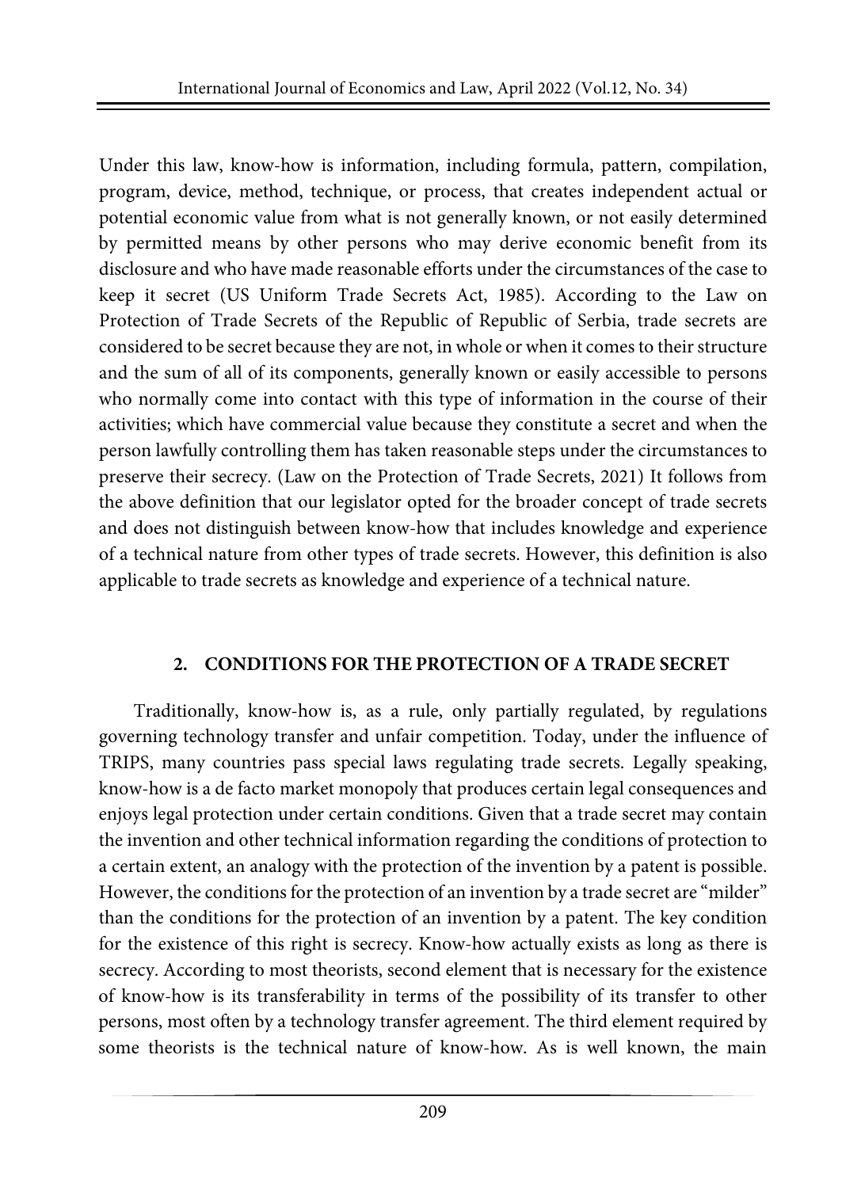Under this law, know-how is information, including formula, pattern, compilation, program, device, method, technique, or process, that creates independent actual or potential economic value from what is not generally known, or not easily determined by permitted means by other persons who may derive economic benefit from its disclosure and who have made reasonable efforts under the circumstances of the case to keep it secret (US Uniform Trade Secrets Act, 1985). According to the Law on Protection of Trade Secrets of the Republic of Republic of Serbia, trade secrets are considered to be secret because they are not, in whole or when it comes to their structure and the sum of all of its components, generally known or easily accessible to persons who normally come into contact with this type of information in the course of their activities; which have commercial value because they constitute a secret and when the person lawfully controlling them has taken reasonable steps under the circumstances to preserve their secrecy. (Law on the Protection of Trade Secrets, 2021) It follows from the above definition that our legislator opted for the broader concept of trade secrets and does not distinguish between know-how that includes knowledge and experience of a technical nature from other types of trade secrets. However, this definition is also applicable to trade secrets as knowledge and experience of a technical nature.

## 2. CONDITIONS FOR THE PROTECTION OF A TRADE SECRET

Traditionally, know-how is, as a rule, only partially regulated, by regulations governing technology transfer and unfair competition. Today, under the influence of TRIPS, many countries pass special laws regulating trade secrets. Legally speaking, know-how is a de facto market monopoly that produces certain legal consequences and enjoys legal protection under certain conditions. Given that a trade secret may contain the invention and other technical information regarding the conditions of protection to a certain extent, an analogy with the protection of the invention by a patent is possible. However, the conditions for the protection of an invention by a trade secret are "milder" than the conditions for the protection of an invention by a patent. The key condition for the existence of this right is secrecy. Know-how actually exists as long as there is secrecy. According to most theorists, second element that is necessary for the existence of know-how is its transferability in terms of the possibility of its transfer to other persons, most often by a technology transfer agreement. The third element required by some theorists is the technical nature of know-how. As is well known, the main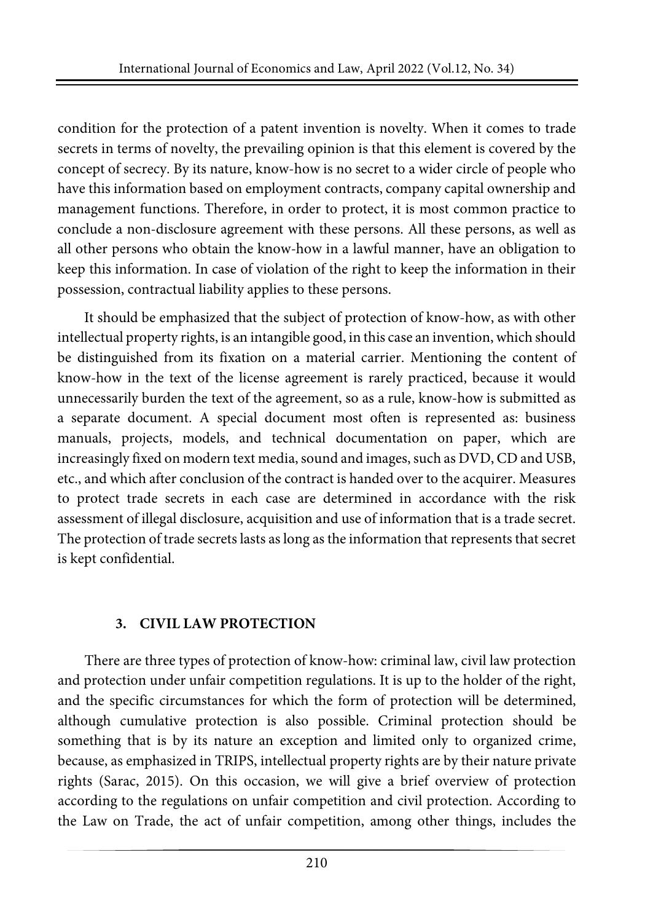condition for the protection of a patent invention is novelty. When it comes to trade secrets in terms of novelty, the prevailing opinion is that this element is covered by the concept of secrecy. By its nature, know-how is no secret to a wider circle of people who have this information based on employment contracts, company capital ownership and management functions. Therefore, in order to protect, it is most common practice to conclude a non-disclosure agreement with these persons. All these persons, as well as all other persons who obtain the know-how in a lawful manner, have an obligation to keep this information. In case of violation of the right to keep the information in their possession, contractual liability applies to these persons.

It should be emphasized that the subject of protection of know-how, as with other intellectual property rights, is an intangible good, in this case an invention, which should be distinguished from its fixation on a material carrier. Mentioning the content of know-how in the text of the license agreement is rarely practiced, because it would unnecessarily burden the text of the agreement, so as a rule, know-how is submitted as a separate document. A special document most often is represented as: business manuals, projects, models, and technical documentation on paper, which are increasingly fixed on modern text media, sound and images, such as DVD, CD and USB, etc., and which after conclusion of the contract is handed over to the acquirer. Measures to protect trade secrets in each case are determined in accordance with the risk assessment of illegal disclosure, acquisition and use of information that is a trade secret. The protection of trade secrets lasts as long as the information that represents that secret is kept confidential.

## 3. CIVIL LAW PROTECTION

There are three types of protection of know-how: criminal law, civil law protection and protection under unfair competition regulations. It is up to the holder of the right, and the specific circumstances for which the form of protection will be determined, although cumulative protection is also possible. Criminal protection should be something that is by its nature an exception and limited only to organized crime, because, as emphasized in TRIPS, intellectual property rights are by their nature private rights (Sarac, 2015). On this occasion, we will give a brief overview of protection according to the regulations on unfair competition and civil protection. According to the Law on Trade, the act of unfair competition, among other things, includes the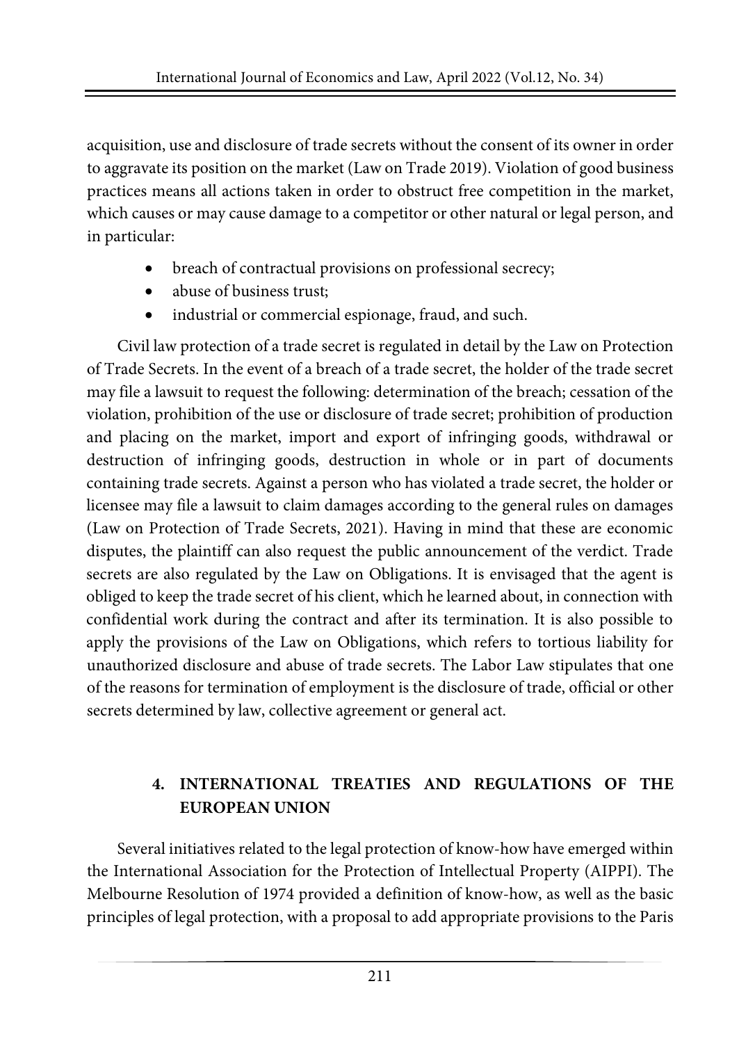acquisition, use and disclosure of trade secrets without the consent of its owner in order to aggravate its position on the market (Law on Trade 2019). Violation of good business practices means all actions taken in order to obstruct free competition in the market, which causes or may cause damage to a competitor or other natural or legal person, and in particular:

- breach of contractual provisions on professional secrecy;
- abuse of business trust;
- industrial or commercial espionage, fraud, and such.

Civil law protection of a trade secret is regulated in detail by the Law on Protection of Trade Secrets. In the event of a breach of a trade secret, the holder of the trade secret may file a lawsuit to request the following: determination of the breach; cessation of the violation, prohibition of the use or disclosure of trade secret; prohibition of production and placing on the market, import and export of infringing goods, withdrawal or destruction of infringing goods, destruction in whole or in part of documents containing trade secrets. Against a person who has violated a trade secret, the holder or licensee may file a lawsuit to claim damages according to the general rules on damages (Law on Protection of Trade Secrets, 2021). Having in mind that these are economic disputes, the plaintiff can also request the public announcement of the verdict. Trade secrets are also regulated by the Law on Obligations. It is envisaged that the agent is obliged to keep the trade secret of his client, which he learned about, in connection with confidential work during the contract and after its termination. It is also possible to apply the provisions of the Law on Obligations, which refers to tortious liability for unauthorized disclosure and abuse of trade secrets. The Labor Law stipulates that one of the reasons for termination of employment is the disclosure of trade, official or other secrets determined by law, collective agreement or general act.

## 4. INTERNATIONAL TREATIES AND REGULATIONS OF THE EUROPEAN UNION

Several initiatives related to the legal protection of know-how have emerged within the International Association for the Protection of Intellectual Property (AIPPI). The Melbourne Resolution of 1974 provided a definition of know-how, as well as the basic principles of legal protection, with a proposal to add appropriate provisions to the Paris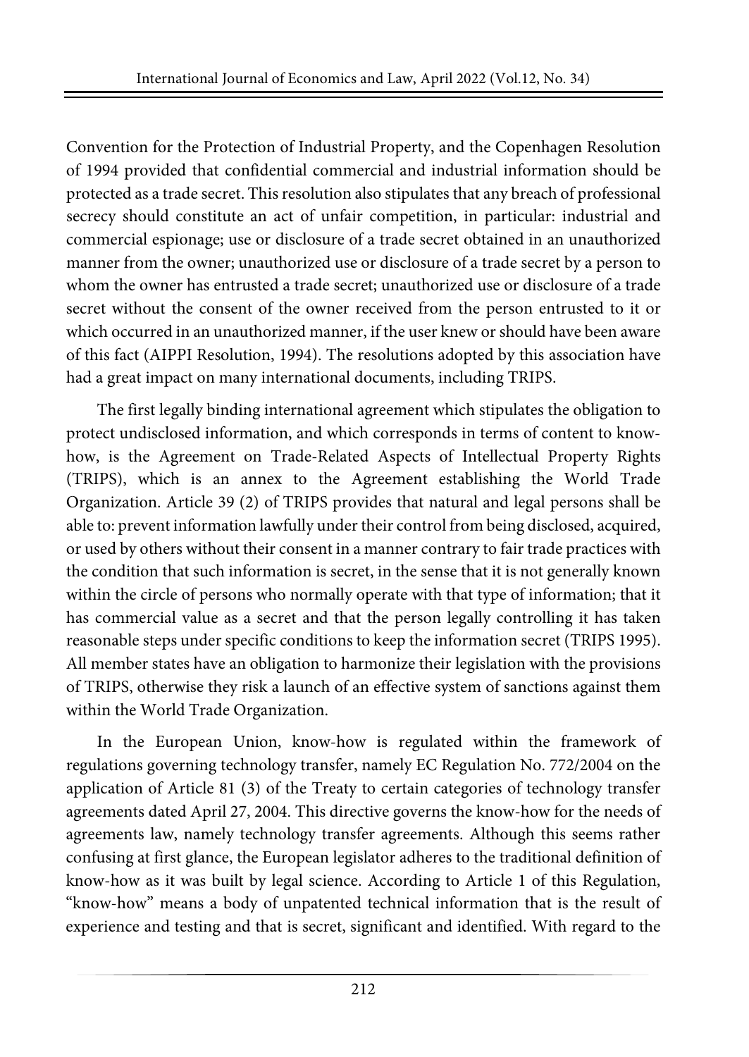Convention for the Protection of Industrial Property, and the Copenhagen Resolution of 1994 provided that confidential commercial and industrial information should be protected as a trade secret. This resolution also stipulates that any breach of professional secrecy should constitute an act of unfair competition, in particular: industrial and commercial espionage; use or disclosure of a trade secret obtained in an unauthorized manner from the owner; unauthorized use or disclosure of a trade secret by a person to whom the owner has entrusted a trade secret; unauthorized use or disclosure of a trade secret without the consent of the owner received from the person entrusted to it or which occurred in an unauthorized manner, if the user knew or should have been aware of this fact (AIPPI Resolution, 1994). The resolutions adopted by this association have had a great impact on many international documents, including TRIPS.

The first legally binding international agreement which stipulates the obligation to protect undisclosed information, and which corresponds in terms of content to know-how, is the Agreement on Trade-Related Aspects of Intellectual Property Rights (TRIPS), which is an annex to the Agreement establishing the World Trade Organization. Article 39 (2) of TRIPS provides that natural and legal persons shall be able to: prevent information lawfully under their control from being disclosed, acquired, or used by others without their consent in a manner contrary to fair trade practices with the condition that such information is secret, in the sense that it is not generally known within the circle of persons who normally operate with that type of information; that it has commercial value as a secret and that the person legally controlling it has taken reasonable steps under specific conditions to keep the information secret (TRIPS 1995). All member states have an obligation to harmonize their legislation with the provisions of TRIPS, otherwise they risk a launch of an effective system of sanctions against them within the World Trade Organization.

In the European Union, know-how is regulated within the framework of regulations governing technology transfer, namely EC Regulation No. 772/2004 on the application of Article 81 (3) of the Treaty to certain categories of technology transfer agreements dated April 27, 2004. This directive governs the know-how for the needs of agreements law, namely technology transfer agreements. Although this seems rather confusing at first glance, the European legislator adheres to the traditional definition of know-how as it was built by legal science. According to Article 1 of this Regulation, "know-how" means a body of unpatented technical information that is the result of experience and testing and that is secret, significant and identified. With regard to the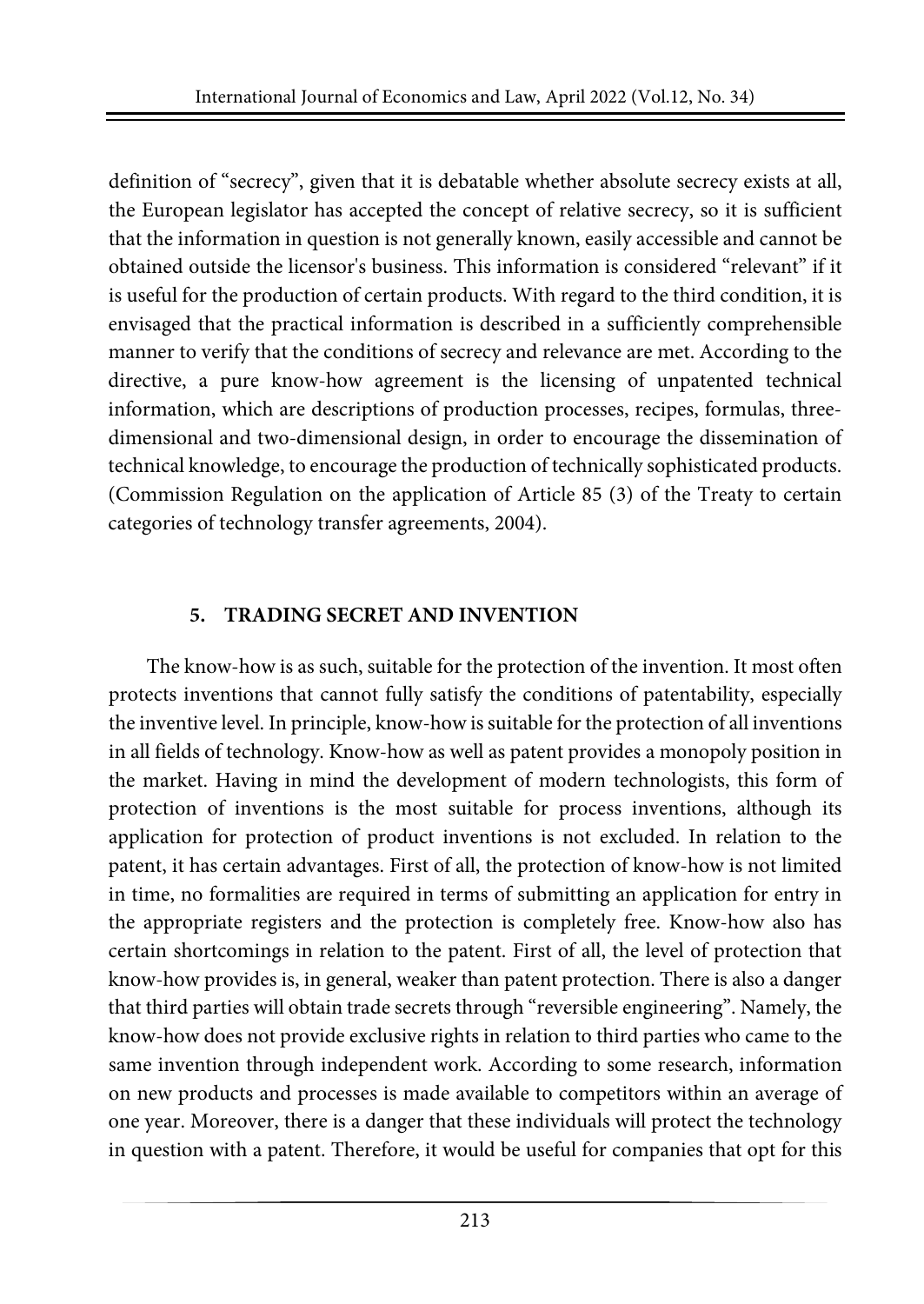definition of "secrecy", given that it is debatable whether absolute secrecy exists at all, the European legislator has accepted the concept of relative secrecy, so it is sufficient that the information in question is not generally known, easily accessible and cannot be obtained outside the licensor's business. This information is considered "relevant" if it is useful for the production of certain products. With regard to the third condition, it is envisaged that the practical information is described in a sufficiently comprehensible manner to verify that the conditions of secrecy and relevance are met. According to the directive, a pure know-how agreement is the licensing of unpatented technical information, which are descriptions of production processes, recipes, formulas, three-dimensional and two-dimensional design, in order to encourage the dissemination of technical knowledge, to encourage the production of technically sophisticated products. (Commission Regulation on the application of Article 85 (3) of the Treaty to certain categories of technology transfer agreements, 2004).

## 5. TRADING SECRET AND INVENTION

The know-how is as such, suitable for the protection of the invention. It most often protects inventions that cannot fully satisfy the conditions of patentability, especially the inventive level. In principle, know-how is suitable for the protection of all inventions in all fields of technology. Know-how as well as patent provides a monopoly position in the market. Having in mind the development of modern technologists, this form of protection of inventions is the most suitable for process inventions, although its application for protection of product inventions is not excluded. In relation to the patent, it has certain advantages. First of all, the protection of know-how is not limited in time, no formalities are required in terms of submitting an application for entry in the appropriate registers and the protection is completely free. Know-how also has certain shortcomings in relation to the patent. First of all, the level of protection that know-how provides is, in general, weaker than patent protection. There is also a danger that third parties will obtain trade secrets through "reversible engineering". Namely, the know-how does not provide exclusive rights in relation to third parties who came to the same invention through independent work. According to some research, information on new products and processes is made available to competitors within an average of one year. Moreover, there is a danger that these individuals will protect the technology in question with a patent. Therefore, it would be useful for companies that opt for this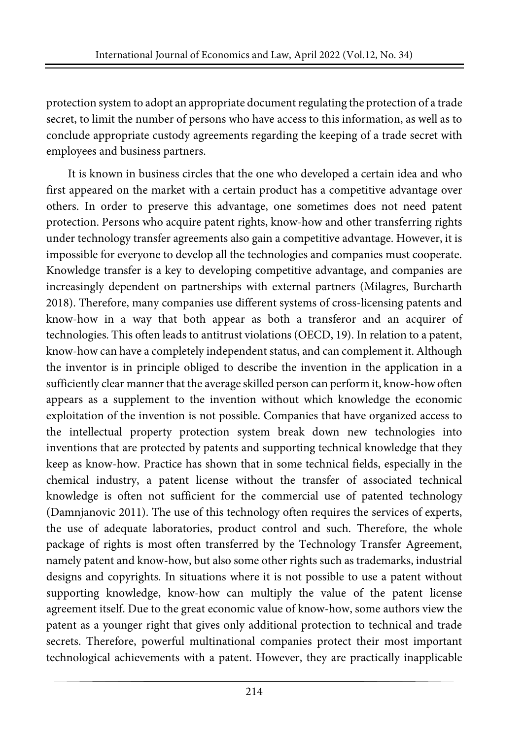protection system to adopt an appropriate document regulating the protection of a trade secret, to limit the number of persons who have access to this information, as well as to conclude appropriate custody agreements regarding the keeping of a trade secret with employees and business partners.

It is known in business circles that the one who developed a certain idea and who first appeared on the market with a certain product has a competitive advantage over others. In order to preserve this advantage, one sometimes does not need patent protection. Persons who acquire patent rights, know-how and other transferring rights under technology transfer agreements also gain a competitive advantage. However, it is impossible for everyone to develop all the technologies and companies must cooperate. Knowledge transfer is a key to developing competitive advantage, and companies are increasingly dependent on partnerships with external partners (Milagres, Burcharth 2018). Therefore, many companies use different systems of cross-licensing patents and know-how in a way that both appear as both a transferor and an acquirer of technologies. This often leads to antitrust violations (OECD, 19). In relation to a patent, know-how can have a completely independent status, and can complement it. Although the inventor is in principle obliged to describe the invention in the application in a sufficiently clear manner that the average skilled person can perform it, know-how often appears as a supplement to the invention without which knowledge the economic exploitation of the invention is not possible. Companies that have organized access to the intellectual property protection system break down new technologies into inventions that are protected by patents and supporting technical knowledge that they keep as know-how. Practice has shown that in some technical fields, especially in the chemical industry, a patent license without the transfer of associated technical knowledge is often not sufficient for the commercial use of patented technology (Damnjanovic 2011). The use of this technology often requires the services of experts, the use of adequate laboratories, product control and such. Therefore, the whole package of rights is most often transferred by the Technology Transfer Agreement, namely patent and know-how, but also some other rights such as trademarks, industrial designs and copyrights. In situations where it is not possible to use a patent without supporting knowledge, know-how can multiply the value of the patent license agreement itself. Due to the great economic value of know-how, some authors view the patent as a younger right that gives only additional protection to technical and trade secrets. Therefore, powerful multinational companies protect their most important technological achievements with a patent. However, they are practically inapplicable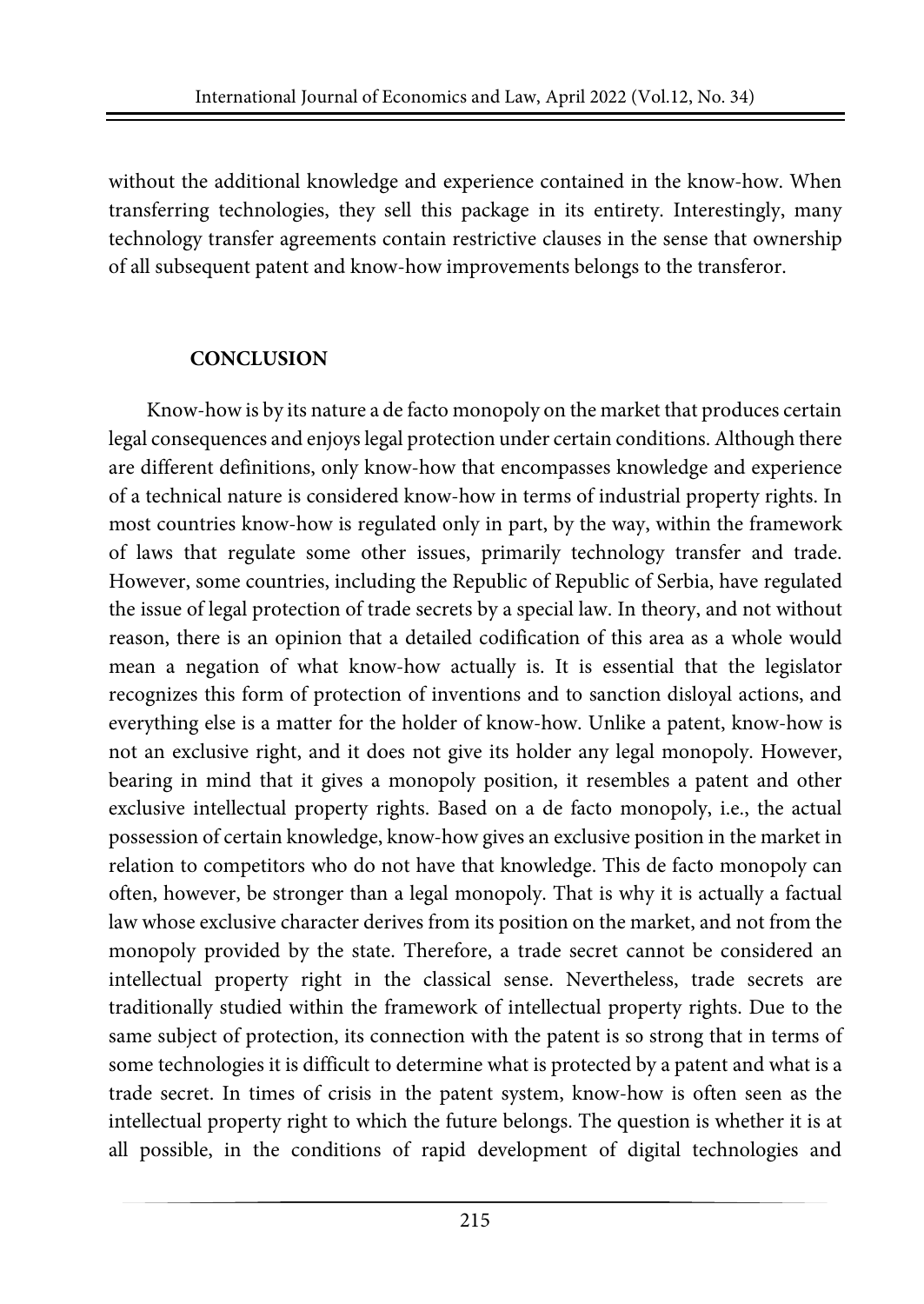without the additional knowledge and experience contained in the know-how. When transferring technologies, they sell this package in its entirety. Interestingly, many technology transfer agreements contain restrictive clauses in the sense that ownership of all subsequent patent and know-how improvements belongs to the transferor.

## CONCLUSION

Know-how is by its nature a de facto monopoly on the market that produces certain legal consequences and enjoys legal protection under certain conditions. Although there are different definitions, only know-how that encompasses knowledge and experience of a technical nature is considered know-how in terms of industrial property rights. In most countries know-how is regulated only in part, by the way, within the framework of laws that regulate some other issues, primarily technology transfer and trade. However, some countries, including the Republic of Republic of Serbia, have regulated the issue of legal protection of trade secrets by a special law. In theory, and not without reason, there is an opinion that a detailed codification of this area as a whole would mean a negation of what know-how actually is. It is essential that the legislator recognizes this form of protection of inventions and to sanction disloyal actions, and everything else is a matter for the holder of know-how. Unlike a patent, know-how is not an exclusive right, and it does not give its holder any legal monopoly. However, bearing in mind that it gives a monopoly position, it resembles a patent and other exclusive intellectual property rights. Based on a de facto monopoly, i.e., the actual possession of certain knowledge, know-how gives an exclusive position in the market in relation to competitors who do not have that knowledge. This de facto monopoly can often, however, be stronger than a legal monopoly. That is why it is actually a factual law whose exclusive character derives from its position on the market, and not from the monopoly provided by the state. Therefore, a trade secret cannot be considered an intellectual property right in the classical sense. Nevertheless, trade secrets are traditionally studied within the framework of intellectual property rights. Due to the same subject of protection, its connection with the patent is so strong that in terms of some technologies it is difficult to determine what is protected by a patent and what is a trade secret. In times of crisis in the patent system, know-how is often seen as the intellectual property right to which the future belongs. The question is whether it is at all possible, in the conditions of rapid development of digital technologies and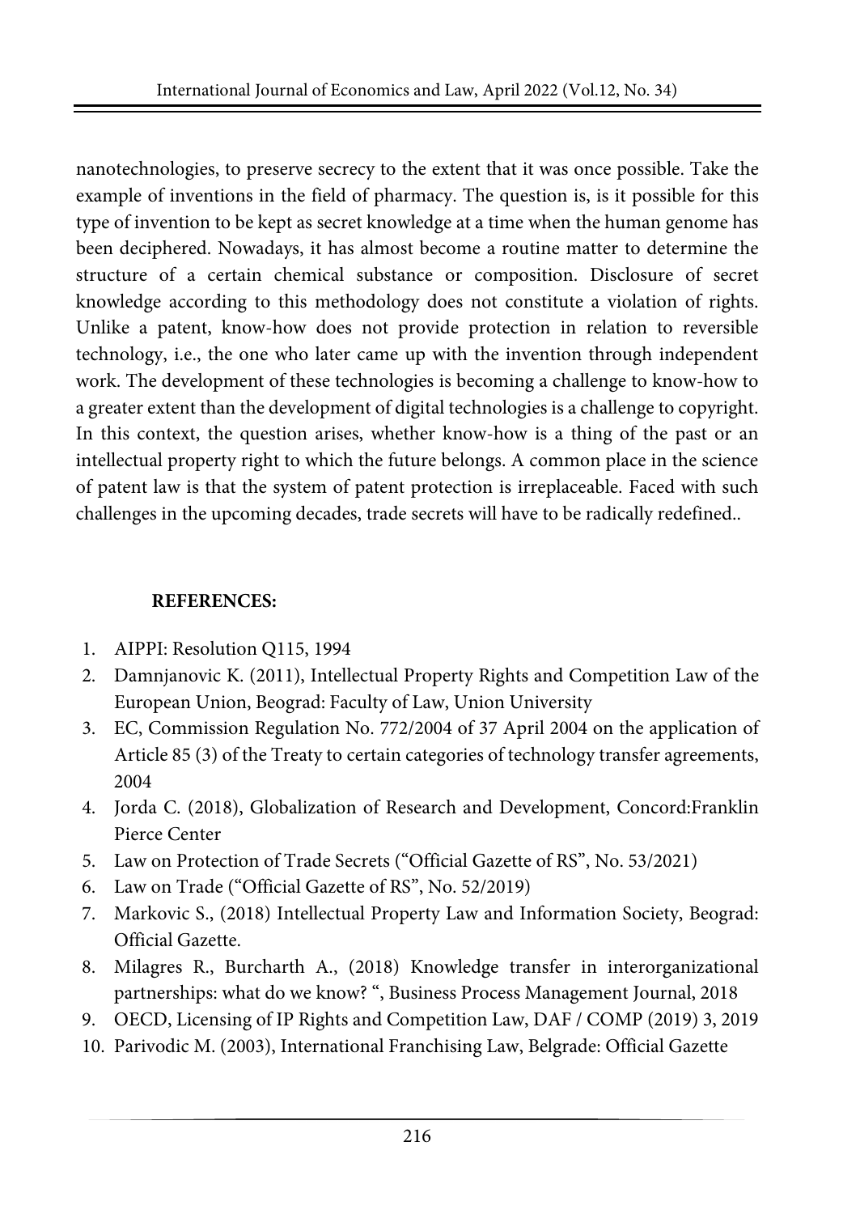nanotechnologies, to preserve secrecy to the extent that it was once possible. Take the example of inventions in the field of pharmacy. The question is, is it possible for this type of invention to be kept as secret knowledge at a time when the human genome has been deciphered. Nowadays, it has almost become a routine matter to determine the structure of a certain chemical substance or composition. Disclosure of secret knowledge according to this methodology does not constitute a violation of rights. Unlike a patent, know-how does not provide protection in relation to reversible technology, i.e., the one who later came up with the invention through independent work. The development of these technologies is becoming a challenge to know-how to a greater extent than the development of digital technologies is a challenge to copyright. In this context, the question arises, whether know-how is a thing of the past or an intellectual property right to which the future belongs. A common place in the science of patent law is that the system of patent protection is irreplaceable. Faced with such challenges in the upcoming decades, trade secrets will have to be radically redefined..

**REFERENCES:**

1. AIPPI: Resolution Q115, 1994
2. Damnjanovic K. (2011), Intellectual Property Rights and Competition Law of the European Union, Beograd: Faculty of Law, Union University
3. EC, Commission Regulation No. 772/2004 of 37 April 2004 on the application of Article 85 (3) of the Treaty to certain categories of technology transfer agreements, 2004
4. Jorda C. (2018), Globalization of Research and Development, Concord:Franklin Pierce Center
5. Law on Protection of Trade Secrets ("Official Gazette of RS", No. 53/2021)
6. Law on Trade ("Official Gazette of RS", No. 52/2019)
7. Markovic S., (2018) Intellectual Property Law and Information Society, Beograd: Official Gazette.
8. Milagres R., Burcharth A., (2018) Knowledge transfer in interorganizational partnerships: what do we know? ", Business Process Management Journal, 2018
9. OECD, Licensing of IP Rights and Competition Law, DAF / COMP (2019) 3, 2019
10. Parivodic M. (2003), International Franchising Law, Belgrade: Official Gazette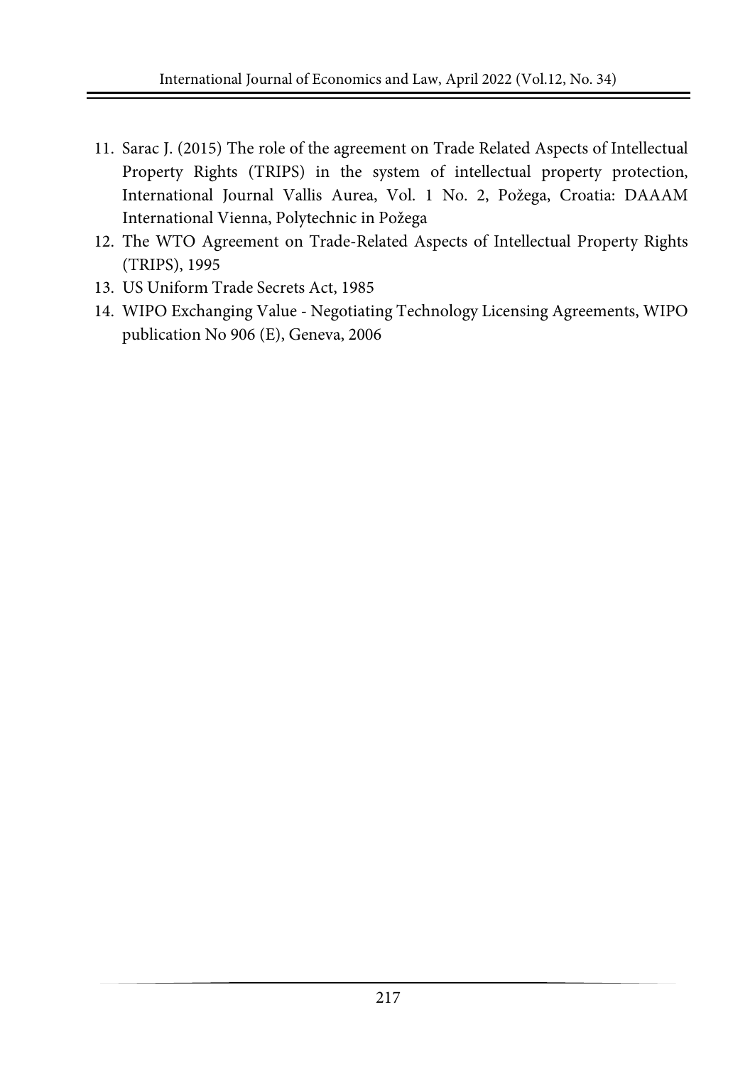11. Sarac J. (2015) The role of the agreement on Trade Related Aspects of Intellectual Property Rights (TRIPS) in the system of intellectual property protection, International Journal Vallis Aurea, Vol. 1 No. 2, Požega, Croatia: DAAAM International Vienna, Polytechnic in Požega
12. The WTO Agreement on Trade-Related Aspects of Intellectual Property Rights (TRIPS), 1995
13. US Uniform Trade Secrets Act, 1985
14. WIPO Exchanging Value - Negotiating Technology Licensing Agreements, WIPO publication No 906 (E), Geneva, 2006